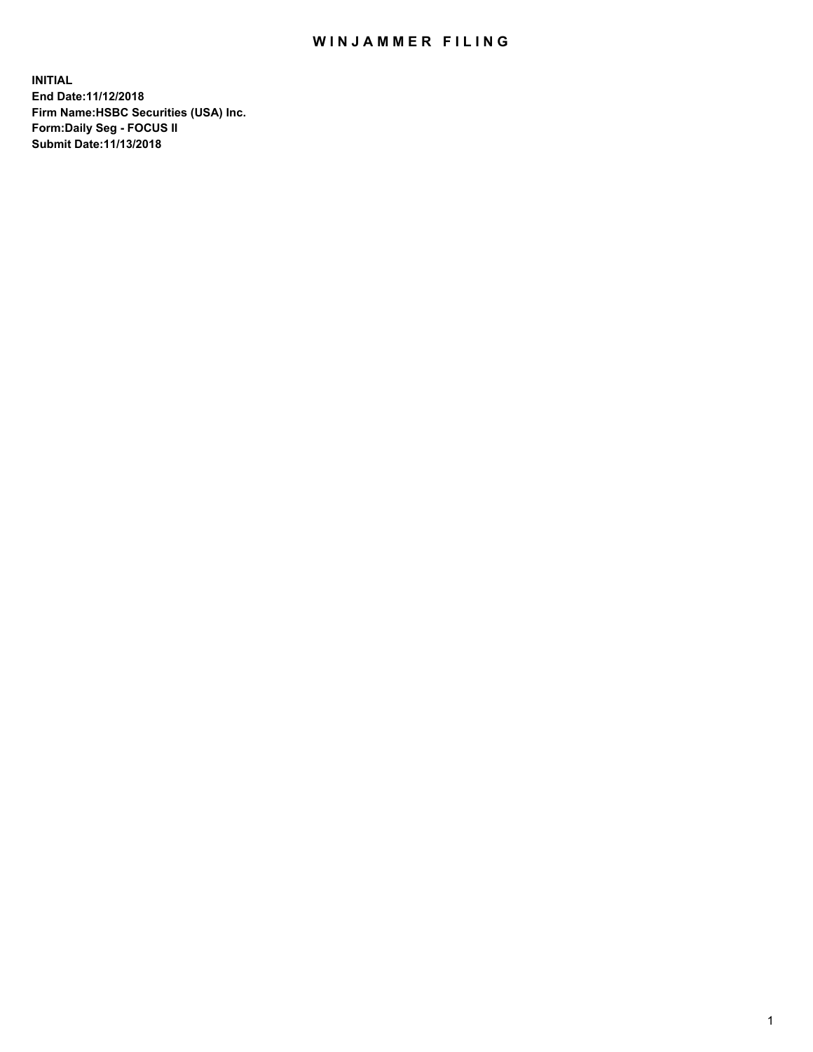# WINJAMMER FILING

**INITIAL**
**End Date:11/12/2018**
**Firm Name:HSBC Securities (USA) Inc.**
**Form:Daily Seg - FOCUS II**
**Submit Date:11/13/2018**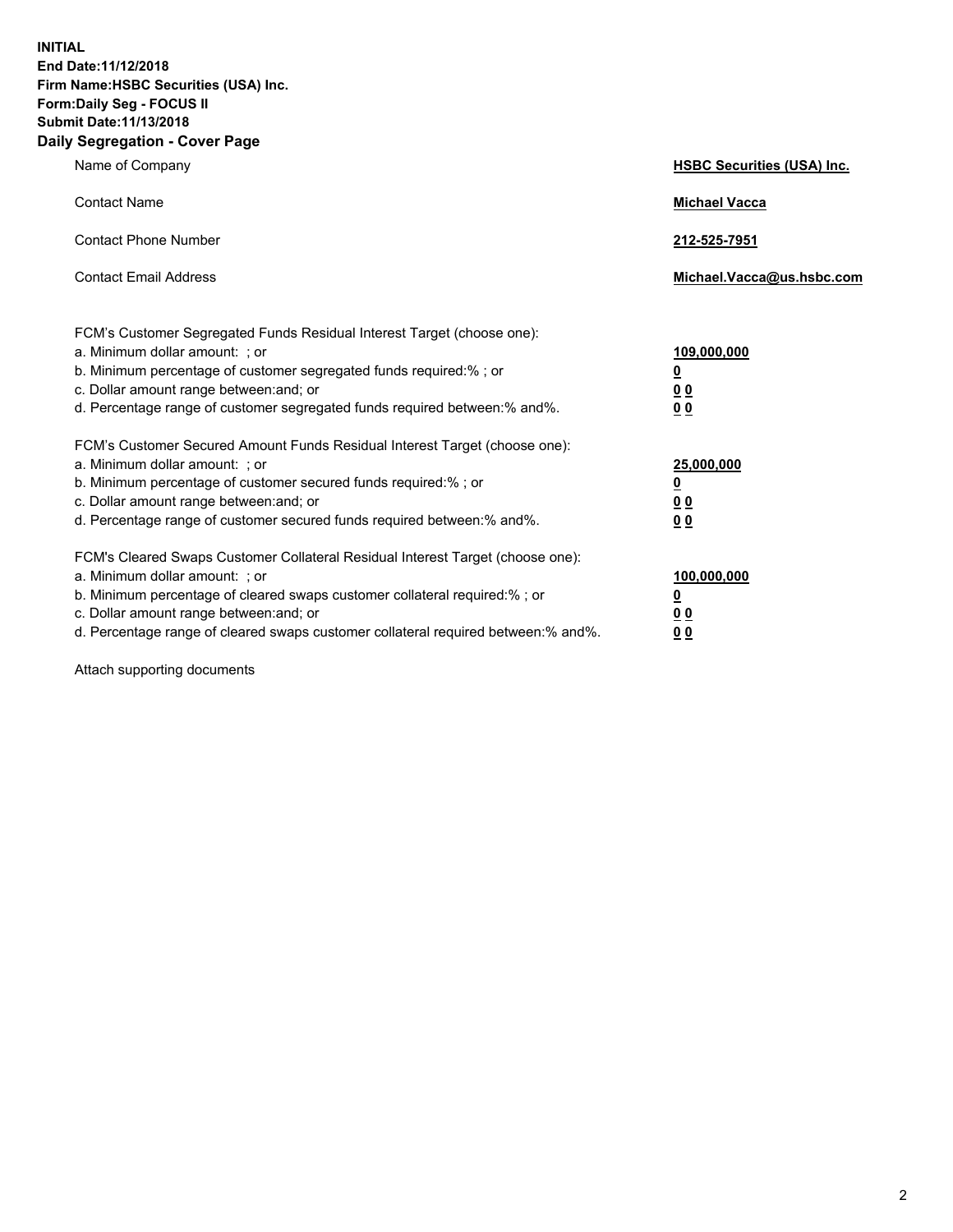**INITIAL**
**End Date:11/12/2018**
**Firm Name:HSBC Securities (USA) Inc.**
**Form:Daily Seg - FOCUS II**
**Submit Date:11/13/2018**

## Daily Segregation - Cover Page

| | |
|---|---|
| Name of Company | **HSBC Securities (USA) Inc.** |
| Contact Name | **Michael Vacca** |
| Contact Phone Number | **212-525-7951** |
| Contact Email Address | **Michael.Vacca@us.hsbc.com** |

| | |
|---|---|
| FCM's Customer Segregated Funds Residual Interest Target (choose one): | |
| a. Minimum dollar amount: ; or | **109,000,000** |
| b. Minimum percentage of customer segregated funds required:% ; or | **0** |
| c. Dollar amount range between:and; or | **0 0** |
| d. Percentage range of customer segregated funds required between:% and%. | **0 0** |
| FCM's Customer Secured Amount Funds Residual Interest Target (choose one): | |
| a. Minimum dollar amount: ; or | **25,000,000** |
| b. Minimum percentage of customer secured funds required:% ; or | **0** |
| c. Dollar amount range between:and; or | **0 0** |
| d. Percentage range of customer secured funds required between:% and%. | **0 0** |
| FCM's Cleared Swaps Customer Collateral Residual Interest Target (choose one): | |
| a. Minimum dollar amount: ; or | **100,000,000** |
| b. Minimum percentage of cleared swaps customer collateral required:% ; or | **0** |
| c. Dollar amount range between:and; or | **0 0** |
| d. Percentage range of cleared swaps customer collateral required between:% and%. | **0 0** |

Attach supporting documents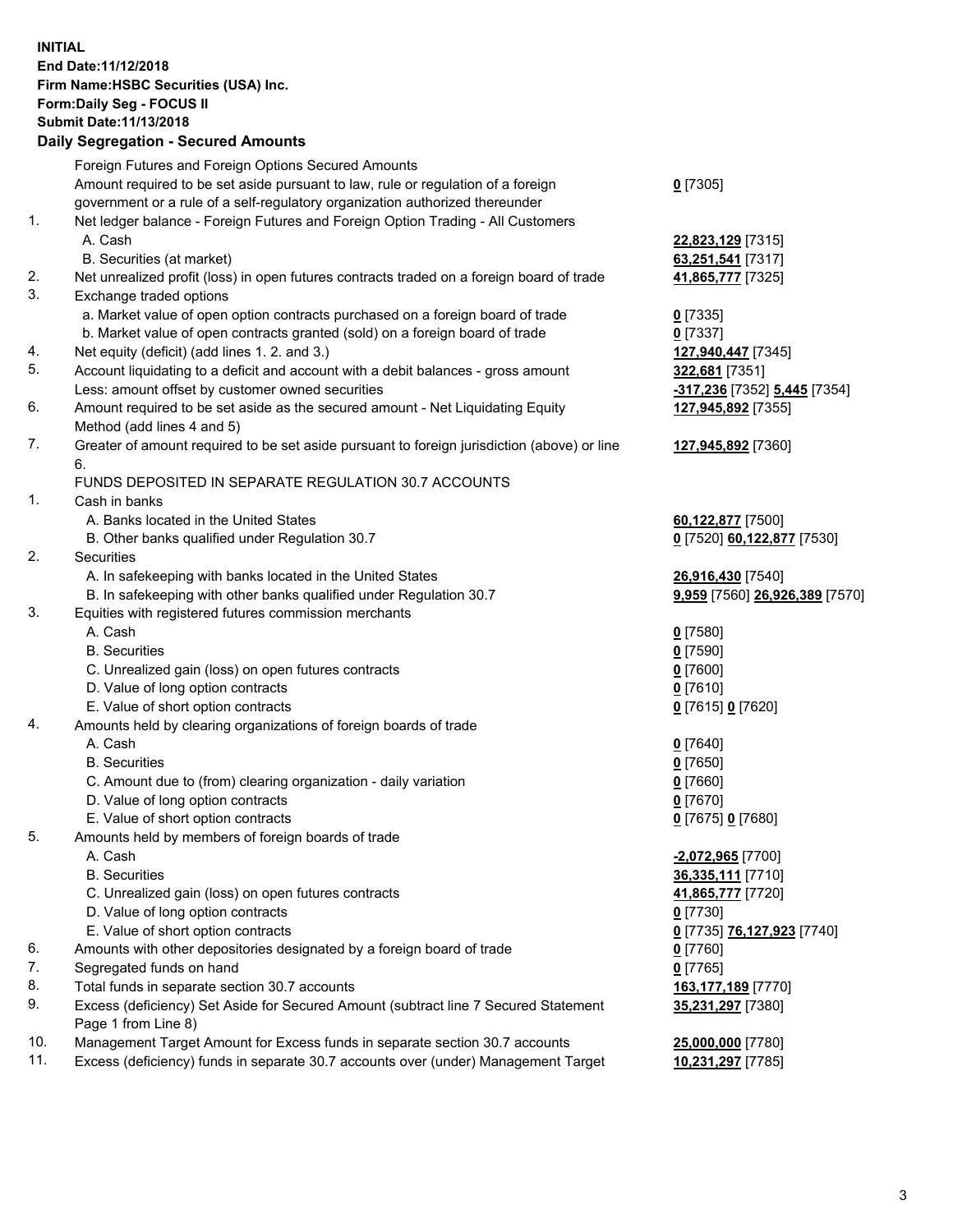**INITIAL**
**End Date:11/12/2018**
**Firm Name:HSBC Securities (USA) Inc.**
**Form:Daily Seg - FOCUS II**
**Submit Date:11/13/2018**

**Daily Segregation - Secured Amounts**

| | | |
|---|---|---|
| | Foreign Futures and Foreign Options Secured Amounts | |
| | Amount required to be set aside pursuant to law, rule or regulation of a foreign government or a rule of a self-regulatory organization authorized thereunder | **0** [7305] |
| 1. | Net ledger balance - Foreign Futures and Foreign Option Trading - All Customers | |
| | A. Cash | **22,823,129** [7315] |
| | B. Securities (at market) | **63,251,541** [7317] |
| 2. | Net unrealized profit (loss) in open futures contracts traded on a foreign board of trade | **41,865,777** [7325] |
| 3. | Exchange traded options | |
| | a. Market value of open option contracts purchased on a foreign board of trade | **0** [7335] |
| | b. Market value of open contracts granted (sold) on a foreign board of trade | **0** [7337] |
| 4. | Net equity (deficit) (add lines 1. 2. and 3.) | **127,940,447** [7345] |
| 5. | Account liquidating to a deficit and account with a debit balances - gross amount | **322,681** [7351] |
| | Less: amount offset by customer owned securities | **-317,236** [7352] **5,445** [7354] |
| 6. | Amount required to be set aside as the secured amount - Net Liquidating Equity Method (add lines 4 and 5) | **127,945,892** [7355] |
| 7. | Greater of amount required to be set aside pursuant to foreign jurisdiction (above) or line 6. | **127,945,892** [7360] |
| | FUNDS DEPOSITED IN SEPARATE REGULATION 30.7 ACCOUNTS | |
| 1. | Cash in banks | |
| | A. Banks located in the United States | **60,122,877** [7500] |
| | B. Other banks qualified under Regulation 30.7 | **0** [7520] **60,122,877** [7530] |
| 2. | Securities | |
| | A. In safekeeping with banks located in the United States | **26,916,430** [7540] |
| | B. In safekeeping with other banks qualified under Regulation 30.7 | **9,959** [7560] **26,926,389** [7570] |
| 3. | Equities with registered futures commission merchants | |
| | A. Cash | **0** [7580] |
| | B. Securities | **0** [7590] |
| | C. Unrealized gain (loss) on open futures contracts | **0** [7600] |
| | D. Value of long option contracts | **0** [7610] |
| | E. Value of short option contracts | **0** [7615] **0** [7620] |
| 4. | Amounts held by clearing organizations of foreign boards of trade | |
| | A. Cash | **0** [7640] |
| | B. Securities | **0** [7650] |
| | C. Amount due to (from) clearing organization - daily variation | **0** [7660] |
| | D. Value of long option contracts | **0** [7670] |
| | E. Value of short option contracts | **0** [7675] **0** [7680] |
| 5. | Amounts held by members of foreign boards of trade | |
| | A. Cash | **-2,072,965** [7700] |
| | B. Securities | **36,335,111** [7710] |
| | C. Unrealized gain (loss) on open futures contracts | **41,865,777** [7720] |
| | D. Value of long option contracts | **0** [7730] |
| | E. Value of short option contracts | **0** [7735] **76,127,923** [7740] |
| 6. | Amounts with other depositories designated by a foreign board of trade | **0** [7760] |
| 7. | Segregated funds on hand | **0** [7765] |
| 8. | Total funds in separate section 30.7 accounts | **163,177,189** [7770] |
| 9. | Excess (deficiency) Set Aside for Secured Amount (subtract line 7 Secured Statement Page 1 from Line 8) | **35,231,297** [7380] |
| 10. | Management Target Amount for Excess funds in separate section 30.7 accounts | **25,000,000** [7780] |
| 11. | Excess (deficiency) funds in separate 30.7 accounts over (under) Management Target | **10,231,297** [7785] |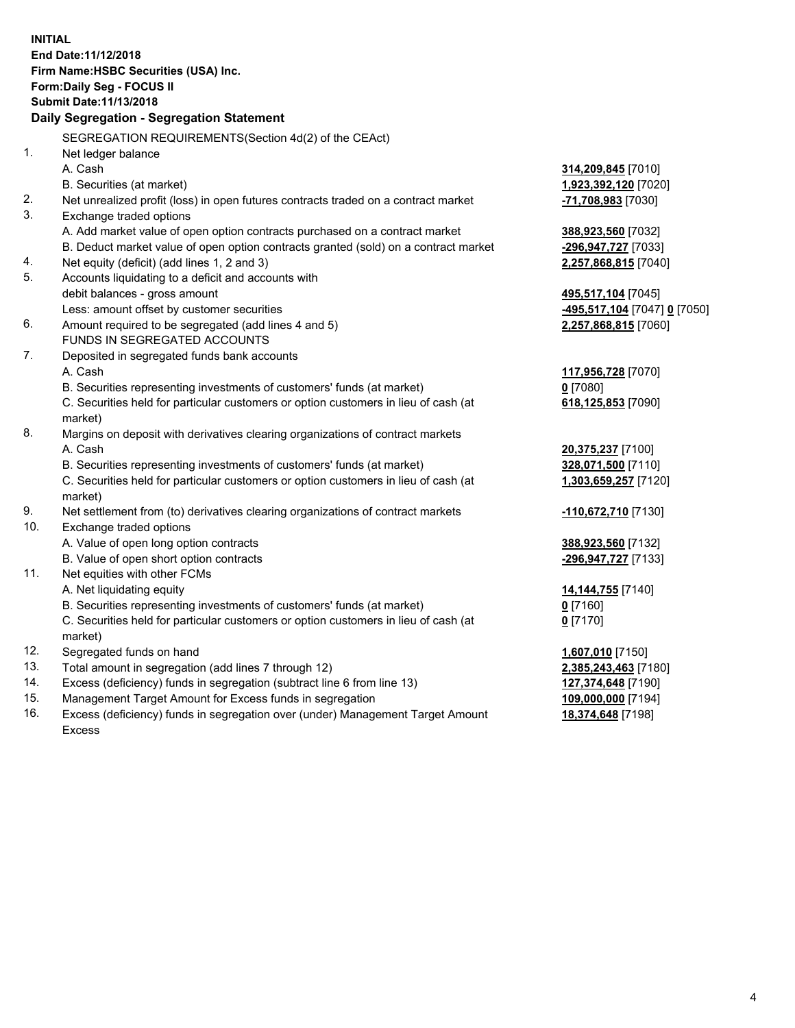**INITIAL**
**End Date:11/12/2018**
**Firm Name:HSBC Securities (USA) Inc.**
**Form:Daily Seg - FOCUS II**
**Submit Date:11/13/2018**

**Daily Segregation - Segregation Statement**

| | SEGREGATION REQUIREMENTS(Section 4d(2) of the CEAct) | |
|---|---|---|
| 1. | Net ledger balance | |
| | A. Cash | **314,209,845** [7010] |
| | B. Securities (at market) | **1,923,392,120** [7020] |
| 2. | Net unrealized profit (loss) in open futures contracts traded on a contract market | **-71,708,983** [7030] |
| 3. | Exchange traded options | |
| | A. Add market value of open option contracts purchased on a contract market | **388,923,560** [7032] |
| | B. Deduct market value of open option contracts granted (sold) on a contract market | **-296,947,727** [7033] |
| 4. | Net equity (deficit) (add lines 1, 2 and 3) | **2,257,868,815** [7040] |
| 5. | Accounts liquidating to a deficit and accounts with debit balances - gross amount | **495,517,104** [7045] |
| | Less: amount offset by customer securities | **-495,517,104** [7047] **0** [7050] |
| 6. | Amount required to be segregated (add lines 4 and 5) | **2,257,868,815** [7060] |
| | FUNDS IN SEGREGATED ACCOUNTS | |
| 7. | Deposited in segregated funds bank accounts | |
| | A. Cash | **117,956,728** [7070] |
| | B. Securities representing investments of customers' funds (at market) | **0** [7080] |
| | C. Securities held for particular customers or option customers in lieu of cash (at market) | **618,125,853** [7090] |
| 8. | Margins on deposit with derivatives clearing organizations of contract markets | |
| | A. Cash | **20,375,237** [7100] |
| | B. Securities representing investments of customers' funds (at market) | **328,071,500** [7110] |
| | C. Securities held for particular customers or option customers in lieu of cash (at market) | **1,303,659,257** [7120] |
| 9. | Net settlement from (to) derivatives clearing organizations of contract markets | **-110,672,710** [7130] |
| 10. | Exchange traded options | |
| | A. Value of open long option contracts | **388,923,560** [7132] |
| | B. Value of open short option contracts | **-296,947,727** [7133] |
| 11. | Net equities with other FCMs | |
| | A. Net liquidating equity | **14,144,755** [7140] |
| | B. Securities representing investments of customers' funds (at market) | **0** [7160] |
| | C. Securities held for particular customers or option customers in lieu of cash (at market) | **0** [7170] |
| 12. | Segregated funds on hand | **1,607,010** [7150] |
| 13. | Total amount in segregation (add lines 7 through 12) | **2,385,243,463** [7180] |
| 14. | Excess (deficiency) funds in segregation (subtract line 6 from line 13) | **127,374,648** [7190] |
| 15. | Management Target Amount for Excess funds in segregation | **109,000,000** [7194] |
| 16. | Excess (deficiency) funds in segregation over (under) Management Target Amount Excess | **18,374,648** [7198] |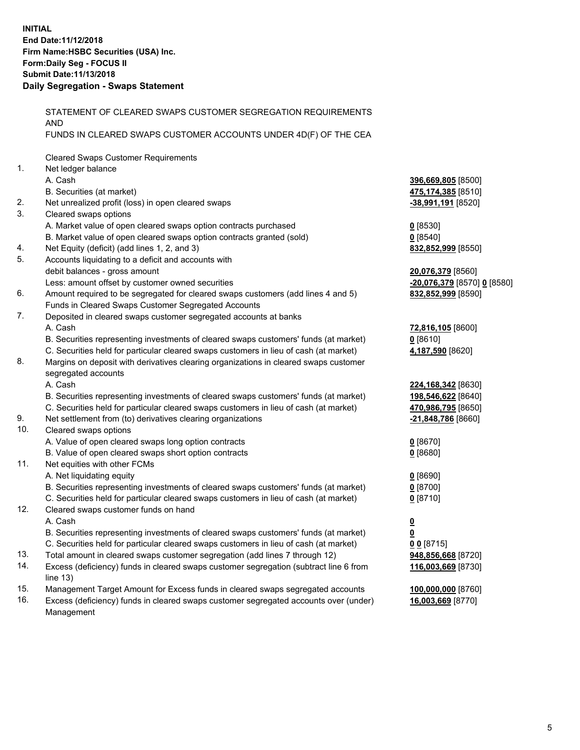**INITIAL**
**End Date:11/12/2018**
**Firm Name:HSBC Securities (USA) Inc.**
**Form:Daily Seg - FOCUS II**
**Submit Date:11/13/2018**
**Daily Segregation - Swaps Statement**

STATEMENT OF CLEARED SWAPS CUSTOMER SEGREGATION REQUIREMENTS AND
FUNDS IN CLEARED SWAPS CUSTOMER ACCOUNTS UNDER 4D(F) OF THE CEA

| | | |
|---|---|---|
| | Cleared Swaps Customer Requirements | |
| 1. | Net ledger balance | |
| | A. Cash | **396,669,805** [8500] |
| | B. Securities (at market) | **475,174,385** [8510] |
| 2. | Net unrealized profit (loss) in open cleared swaps | **-38,991,191** [8520] |
| 3. | Cleared swaps options | |
| | A. Market value of open cleared swaps option contracts purchased | **0** [8530] |
| | B. Market value of open cleared swaps option contracts granted (sold) | **0** [8540] |
| 4. | Net Equity (deficit) (add lines 1, 2, and 3) | **832,852,999** [8550] |
| 5. | Accounts liquidating to a deficit and accounts with | |
| | debit balances - gross amount | **20,076,379** [8560] |
| | Less: amount offset by customer owned securities | **-20,076,379** [8570] **0** [8580] |
| 6. | Amount required to be segregated for cleared swaps customers (add lines 4 and 5) | **832,852,999** [8590] |
| | Funds in Cleared Swaps Customer Segregated Accounts | |
| 7. | Deposited in cleared swaps customer segregated accounts at banks | |
| | A. Cash | **72,816,105** [8600] |
| | B. Securities representing investments of cleared swaps customers' funds (at market) | **0** [8610] |
| | C. Securities held for particular cleared swaps customers in lieu of cash (at market) | **4,187,590** [8620] |
| 8. | Margins on deposit with derivatives clearing organizations in cleared swaps customer segregated accounts | |
| | A. Cash | **224,168,342** [8630] |
| | B. Securities representing investments of cleared swaps customers' funds (at market) | **198,546,622** [8640] |
| | C. Securities held for particular cleared swaps customers in lieu of cash (at market) | **470,986,795** [8650] |
| 9. | Net settlement from (to) derivatives clearing organizations | **-21,848,786** [8660] |
| 10. | Cleared swaps options | |
| | A. Value of open cleared swaps long option contracts | **0** [8670] |
| | B. Value of open cleared swaps short option contracts | **0** [8680] |
| 11. | Net equities with other FCMs | |
| | A. Net liquidating equity | **0** [8690] |
| | B. Securities representing investments of cleared swaps customers' funds (at market) | **0** [8700] |
| | C. Securities held for particular cleared swaps customers in lieu of cash (at market) | **0** [8710] |
| 12. | Cleared swaps customer funds on hand | |
| | A. Cash | **0** |
| | B. Securities representing investments of cleared swaps customers' funds (at market) | **0** |
| | C. Securities held for particular cleared swaps customers in lieu of cash (at market) | **0** **0** [8715] |
| 13. | Total amount in cleared swaps customer segregation (add lines 7 through 12) | **948,856,668** [8720] |
| 14. | Excess (deficiency) funds in cleared swaps customer segregation (subtract line 6 from line 13) | **116,003,669** [8730] |
| 15. | Management Target Amount for Excess funds in cleared swaps segregated accounts | **100,000,000** [8760] |
| 16. | Excess (deficiency) funds in cleared swaps customer segregated accounts over (under) Management | **16,003,669** [8770] |